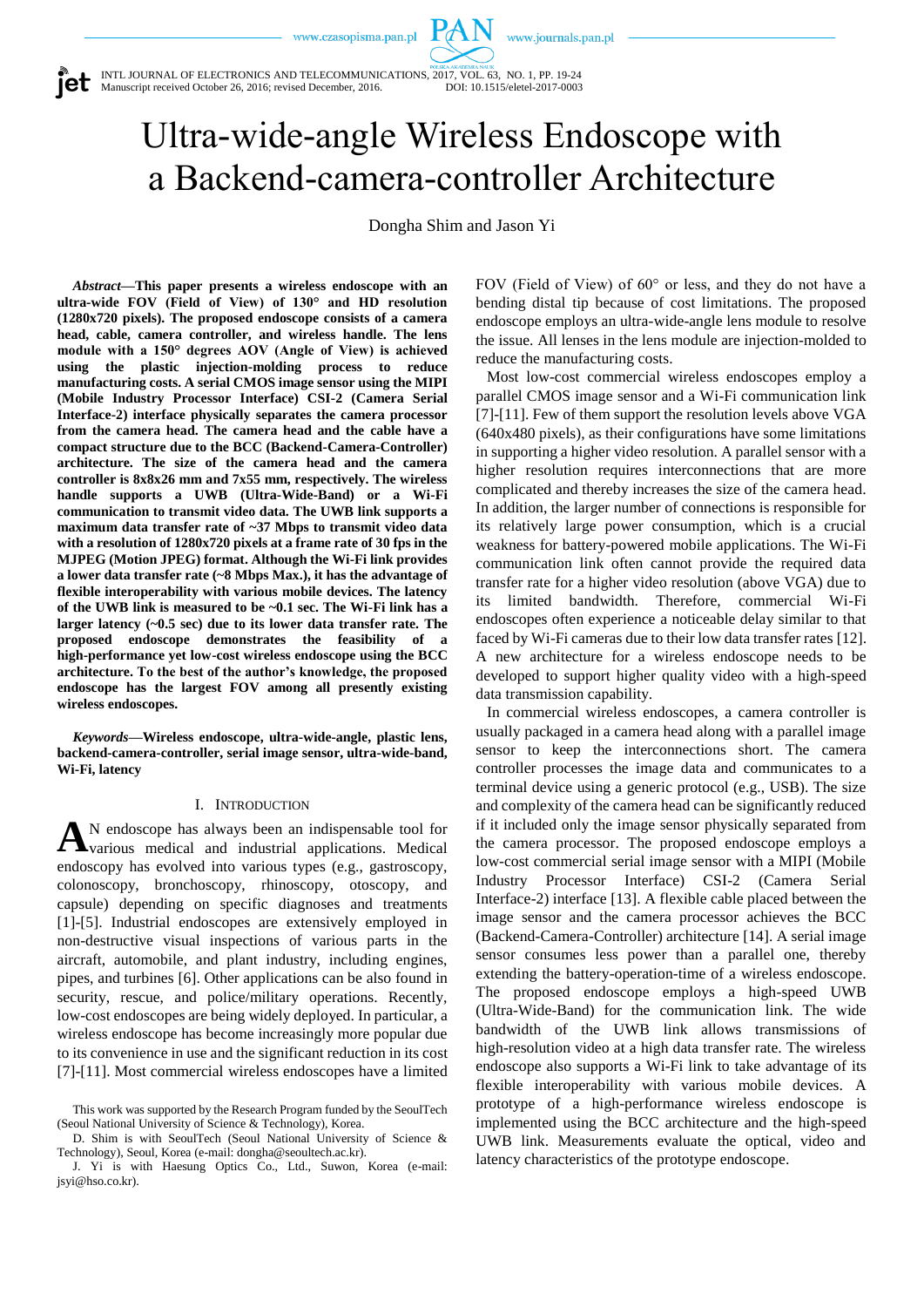# Ultra-wide-angle Wireless Endoscope with a Backend-camera-controller Architecture

Dongha Shim and Jason Yi

***Abstract*—This paper presents a wireless endoscope with an ultra-wide FOV (Field of View) of 130° and HD resolution (1280x720 pixels). The proposed endoscope consists of a camera head, cable, camera controller, and wireless handle. The lens module with a 150° degrees AOV (Angle of View) is achieved using the plastic injection-molding process to reduce manufacturing costs. A serial CMOS image sensor using the MIPI (Mobile Industry Processor Interface) CSI-2 (Camera Serial Interface-2) interface physically separates the camera processor from the camera head. The camera head and the cable have a compact structure due to the BCC (Backend-Camera-Controller) architecture. The size of the camera head and the camera controller is 8x8x26 mm and 7x55 mm, respectively. The wireless handle supports a UWB (Ultra-Wide-Band) or a Wi-Fi communication to transmit video data. The UWB link supports a maximum data transfer rate of ~37 Mbps to transmit video data with a resolution of 1280x720 pixels at a frame rate of 30 fps in the MJPEG (Motion JPEG) format. Although the Wi-Fi link provides a lower data transfer rate (~8 Mbps Max.), it has the advantage of flexible interoperability with various mobile devices. The latency of the UWB link is measured to be ~0.1 sec. The Wi-Fi link has a larger latency (~0.5 sec) due to its lower data transfer rate. The proposed endoscope demonstrates the feasibility of a high-performance yet low-cost wireless endoscope using the BCC architecture. To the best of the author's knowledge, the proposed endoscope has the largest FOV among all presently existing wireless endoscopes.**

***Keywords*—Wireless endoscope, ultra-wide-angle, plastic lens, backend-camera-controller, serial image sensor, ultra-wide-band, Wi-Fi, latency**

## I. Introduction

An endoscope has always been an indispensable tool for various medical and industrial applications. Medical endoscopy has evolved into various types (e.g., gastroscopy, colonoscopy, bronchoscopy, rhinoscopy, otoscopy, and capsule) depending on specific diagnoses and treatments [1]-[5]. Industrial endoscopes are extensively employed in non-destructive visual inspections of various parts in the aircraft, automobile, and plant industry, including engines, pipes, and turbines [6]. Other applications can be also found in security, rescue, and police/military operations. Recently, low-cost endoscopes are being widely deployed. In particular, a wireless endoscope has become increasingly more popular due to its convenience in use and the significant reduction in its cost [7]-[11]. Most commercial wireless endoscopes have a limited FOV (Field of View) of 60° or less, and they do not have a bending distal tip because of cost limitations. The proposed endoscope employs an ultra-wide-angle lens module to resolve the issue. All lenses in the lens module are injection-molded to reduce the manufacturing costs.

Most low-cost commercial wireless endoscopes employ a parallel CMOS image sensor and a Wi-Fi communication link [7]-[11]. Few of them support the resolution levels above VGA (640x480 pixels), as their configurations have some limitations in supporting a higher video resolution. A parallel sensor with a higher resolution requires interconnections that are more complicated and thereby increases the size of the camera head. In addition, the larger number of connections is responsible for its relatively large power consumption, which is a crucial weakness for battery-powered mobile applications. The Wi-Fi communication link often cannot provide the required data transfer rate for a higher video resolution (above VGA) due to its limited bandwidth. Therefore, commercial Wi-Fi endoscopes often experience a noticeable delay similar to that faced by Wi-Fi cameras due to their low data transfer rates [12]. A new architecture for a wireless endoscope needs to be developed to support higher quality video with a high-speed data transmission capability.

In commercial wireless endoscopes, a camera controller is usually packaged in a camera head along with a parallel image sensor to keep the interconnections short. The camera controller processes the image data and communicates to a terminal device using a generic protocol (e.g., USB). The size and complexity of the camera head can be significantly reduced if it included only the image sensor physically separated from the camera processor. The proposed endoscope employs a low-cost commercial serial image sensor with a MIPI (Mobile Industry Processor Interface) CSI-2 (Camera Serial Interface-2) interface [13]. A flexible cable placed between the image sensor and the camera processor achieves the BCC (Backend-Camera-Controller) architecture [14]. A serial image sensor consumes less power than a parallel one, thereby extending the battery-operation-time of a wireless endoscope. The proposed endoscope employs a high-speed UWB (Ultra-Wide-Band) for the communication link. The wide bandwidth of the UWB link allows transmissions of high-resolution video at a high data transfer rate. The wireless endoscope also supports a Wi-Fi link to take advantage of its flexible interoperability with various mobile devices. A prototype of a high-performance wireless endoscope is implemented using the BCC architecture and the high-speed UWB link. Measurements evaluate the optical, video and latency characteristics of the prototype endoscope.

---

This work was supported by the Research Program funded by the SeoulTech (Seoul National University of Science & Technology), Korea.

D. Shim is with SeoulTech (Seoul National University of Science & Technology), Seoul, Korea (e-mail: dongha@seoultech.ac.kr).

J. Yi is with Haesung Optics Co., Ltd., Suwon, Korea (e-mail: jsyi@hso.co.kr).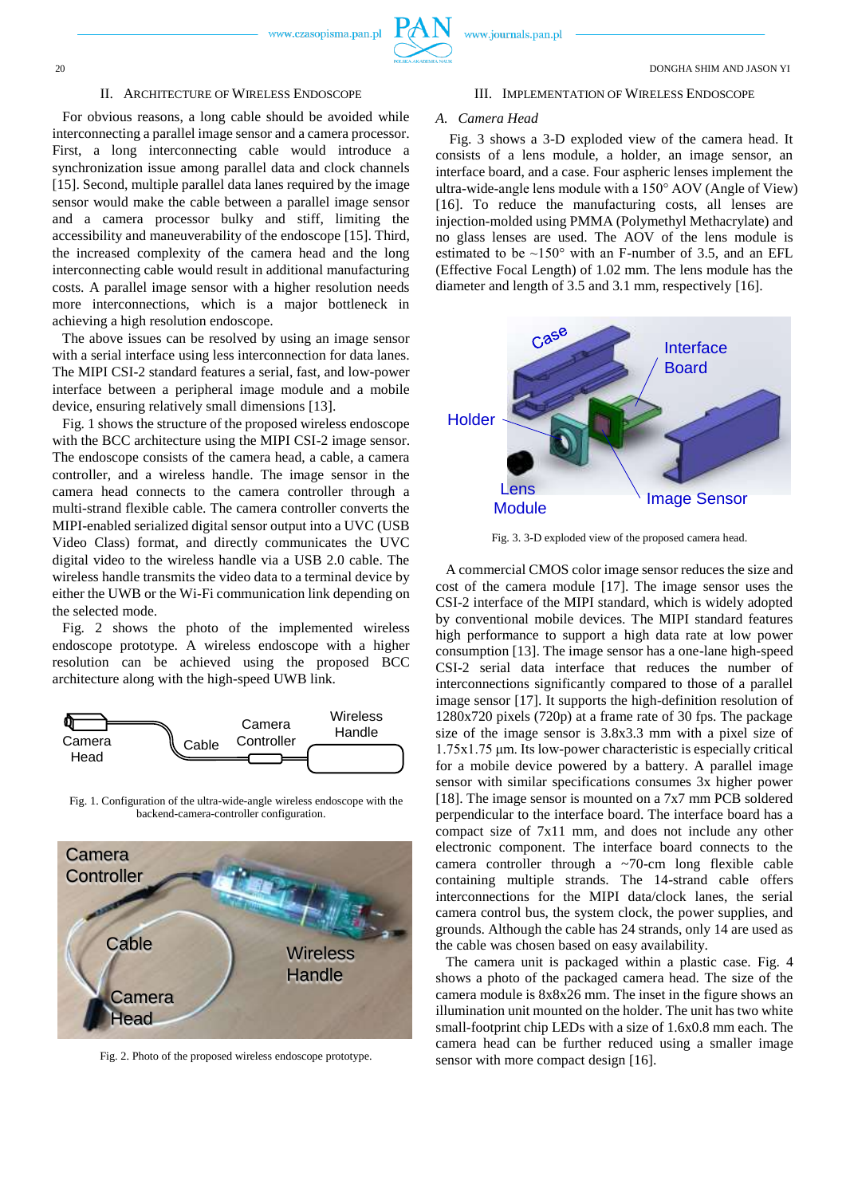## II. Architecture of Wireless Endoscope

For obvious reasons, a long cable should be avoided while interconnecting a parallel image sensor and a camera processor. First, a long interconnecting cable would introduce a synchronization issue among parallel data and clock channels [15]. Second, multiple parallel data lanes required by the image sensor would make the cable between a parallel image sensor and a camera processor bulky and stiff, limiting the accessibility and maneuverability of the endoscope [15]. Third, the increased complexity of the camera head and the long interconnecting cable would result in additional manufacturing costs. A parallel image sensor with a higher resolution needs more interconnections, which is a major bottleneck in achieving a high resolution endoscope.

The above issues can be resolved by using an image sensor with a serial interface using less interconnection for data lanes. The MIPI CSI-2 standard features a serial, fast, and low-power interface between a peripheral image module and a mobile device, ensuring relatively small dimensions [13].

Fig. 1 shows the structure of the proposed wireless endoscope with the BCC architecture using the MIPI CSI-2 image sensor. The endoscope consists of the camera head, a cable, a camera controller, and a wireless handle. The image sensor in the camera head connects to the camera controller through a multi-strand flexible cable. The camera controller converts the MIPI-enabled serialized digital sensor output into a UVC (USB Video Class) format, and directly communicates the UVC digital video to the wireless handle via a USB 2.0 cable. The wireless handle transmits the video data to a terminal device by either the UWB or the Wi-Fi communication link depending on the selected mode.

Fig. 2 shows the photo of the implemented wireless endoscope prototype. A wireless endoscope with a higher resolution can be achieved using the proposed BCC architecture along with the high-speed UWB link.

Fig. 1. Configuration of the ultra-wide-angle wireless endoscope with the backend-camera-controller configuration.

Fig. 2. Photo of the proposed wireless endoscope prototype.

## III. Implementation of Wireless Endoscope

### A. Camera Head

Fig. 3 shows a 3-D exploded view of the camera head. It consists of a lens module, a holder, an image sensor, an interface board, and a case. Four aspheric lenses implement the ultra-wide-angle lens module with a 150° AOV (Angle of View) [16]. To reduce the manufacturing costs, all lenses are injection-molded using PMMA (Polymethyl Methacrylate) and no glass lenses are used. The AOV of the lens module is estimated to be ~150° with an F-number of 3.5, and an EFL (Effective Focal Length) of 1.02 mm. The lens module has the diameter and length of 3.5 and 3.1 mm, respectively [16].

Fig. 3. 3-D exploded view of the proposed camera head.

A commercial CMOS color image sensor reduces the size and cost of the camera module [17]. The image sensor uses the CSI-2 interface of the MIPI standard, which is widely adopted by conventional mobile devices. The MIPI standard features high performance to support a high data rate at low power consumption [13]. The image sensor has a one-lane high-speed CSI-2 serial data interface that reduces the number of interconnections significantly compared to those of a parallel image sensor [17]. It supports the high-definition resolution of 1280x720 pixels (720p) at a frame rate of 30 fps. The package size of the image sensor is 3.8x3.3 mm with a pixel size of 1.75x1.75 µm. Its low-power characteristic is especially critical for a mobile device powered by a battery. A parallel image sensor with similar specifications consumes 3x higher power [18]. The image sensor is mounted on a 7x7 mm PCB soldered perpendicular to the interface board. The interface board has a compact size of 7x11 mm, and does not include any other electronic component. The interface board connects to the camera controller through a ~70-cm long flexible cable containing multiple strands. The 14-strand cable offers interconnections for the MIPI data/clock lanes, the serial camera control bus, the system clock, the power supplies, and grounds. Although the cable has 24 strands, only 14 are used as the cable was chosen based on easy availability.

The camera unit is packaged within a plastic case. Fig. 4 shows a photo of the packaged camera head. The size of the camera module is 8x8x26 mm. The inset in the figure shows an illumination unit mounted on the holder. The unit has two white small-footprint chip LEDs with a size of 1.6x0.8 mm each. The camera head can be further reduced using a smaller image sensor with more compact design [16].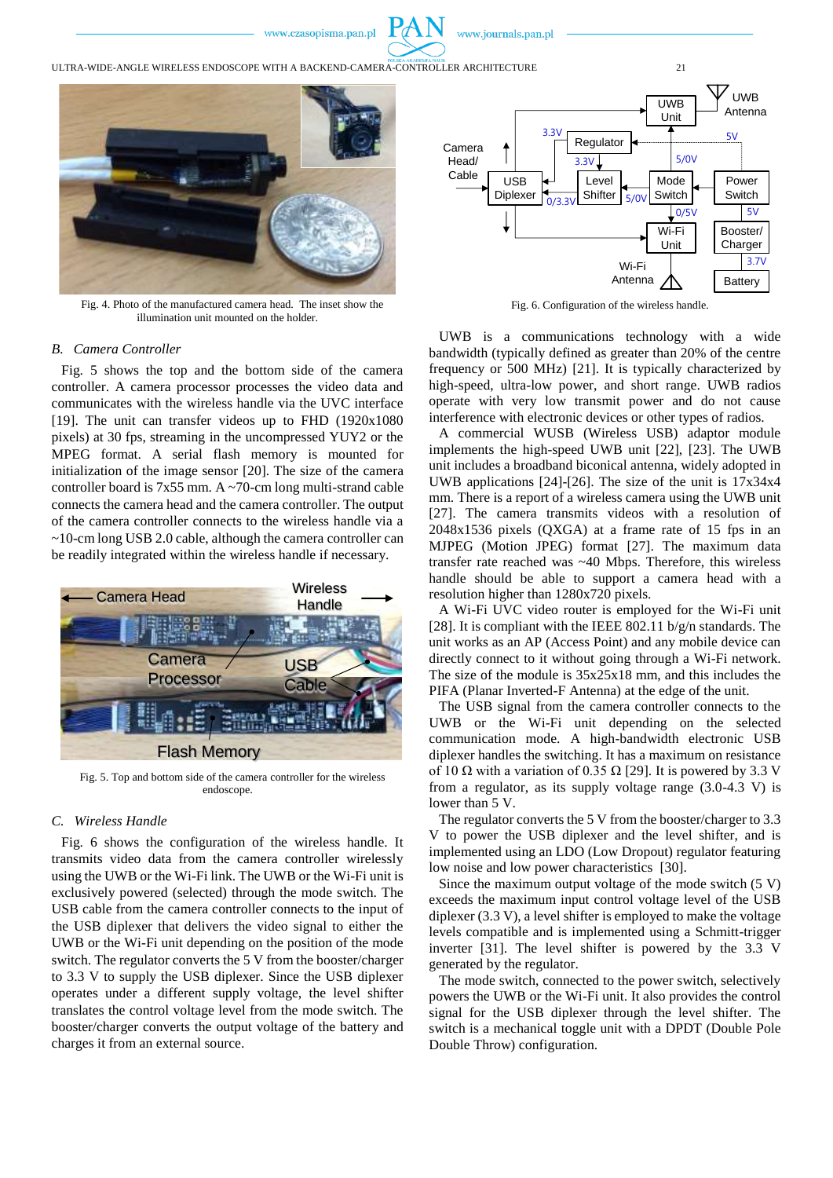Fig. 4. Photo of the manufactured camera head. The inset show the illumination unit mounted on the holder.

## B. Camera Controller

Fig. 5 shows the top and the bottom side of the camera controller. A camera processor processes the video data and communicates with the wireless handle via the UVC interface [19]. The unit can transfer videos up to FHD (1920x1080 pixels) at 30 fps, streaming in the uncompressed YUY2 or the MPEG format. A serial flash memory is mounted for initialization of the image sensor [20]. The size of the camera controller board is 7x55 mm. A ~70-cm long multi-strand cable connects the camera head and the camera controller. The output of the camera controller connects to the wireless handle via a ~10-cm long USB 2.0 cable, although the camera controller can be readily integrated within the wireless handle if necessary.

Fig. 5. Top and bottom side of the camera controller for the wireless endoscope.

## C. Wireless Handle

Fig. 6 shows the configuration of the wireless handle. It transmits video data from the camera controller wirelessly using the UWB or the Wi-Fi link. The UWB or the Wi-Fi unit is exclusively powered (selected) through the mode switch. The USB cable from the camera controller connects to the input of the USB diplexer that delivers the video signal to either the UWB or the Wi-Fi unit depending on the position of the mode switch. The regulator converts the 5 V from the booster/charger to 3.3 V to supply the USB diplexer. Since the USB diplexer operates under a different supply voltage, the level shifter translates the control voltage level from the mode switch. The booster/charger converts the output voltage of the battery and charges it from an external source.

Fig. 6. Configuration of the wireless handle.

UWB is a communications technology with a wide bandwidth (typically defined as greater than 20% of the centre frequency or 500 MHz) [21]. It is typically characterized by high-speed, ultra-low power, and short range. UWB radios operate with very low transmit power and do not cause interference with electronic devices or other types of radios.

A commercial WUSB (Wireless USB) adaptor module implements the high-speed UWB unit [22], [23]. The UWB unit includes a broadband biconical antenna, widely adopted in UWB applications [24]-[26]. The size of the unit is 17x34x4 mm. There is a report of a wireless camera using the UWB unit [27]. The camera transmits videos with a resolution of 2048x1536 pixels (QXGA) at a frame rate of 15 fps in an MJPEG (Motion JPEG) format [27]. The maximum data transfer rate reached was ~40 Mbps. Therefore, this wireless handle should be able to support a camera head with a resolution higher than 1280x720 pixels.

A Wi-Fi UVC video router is employed for the Wi-Fi unit [28]. It is compliant with the IEEE 802.11 b/g/n standards. The unit works as an AP (Access Point) and any mobile device can directly connect to it without going through a Wi-Fi network. The size of the module is 35x25x18 mm, and this includes the PIFA (Planar Inverted-F Antenna) at the edge of the unit.

The USB signal from the camera controller connects to the UWB or the Wi-Fi unit depending on the selected communication mode. A high-bandwidth electronic USB diplexer handles the switching. It has a maximum on resistance of 10 Ω with a variation of 0.35 Ω [29]. It is powered by 3.3 V from a regulator, as its supply voltage range (3.0-4.3 V) is lower than 5 V.

The regulator converts the 5 V from the booster/charger to 3.3 V to power the USB diplexer and the level shifter, and is implemented using an LDO (Low Dropout) regulator featuring low noise and low power characteristics [30].

Since the maximum output voltage of the mode switch (5 V) exceeds the maximum input control voltage level of the USB diplexer (3.3 V), a level shifter is employed to make the voltage levels compatible and is implemented using a Schmitt-trigger inverter [31]. The level shifter is powered by the 3.3 V generated by the regulator.

The mode switch, connected to the power switch, selectively powers the UWB or the Wi-Fi unit. It also provides the control signal for the USB diplexer through the level shifter. The switch is a mechanical toggle unit with a DPDT (Double Pole Double Throw) configuration.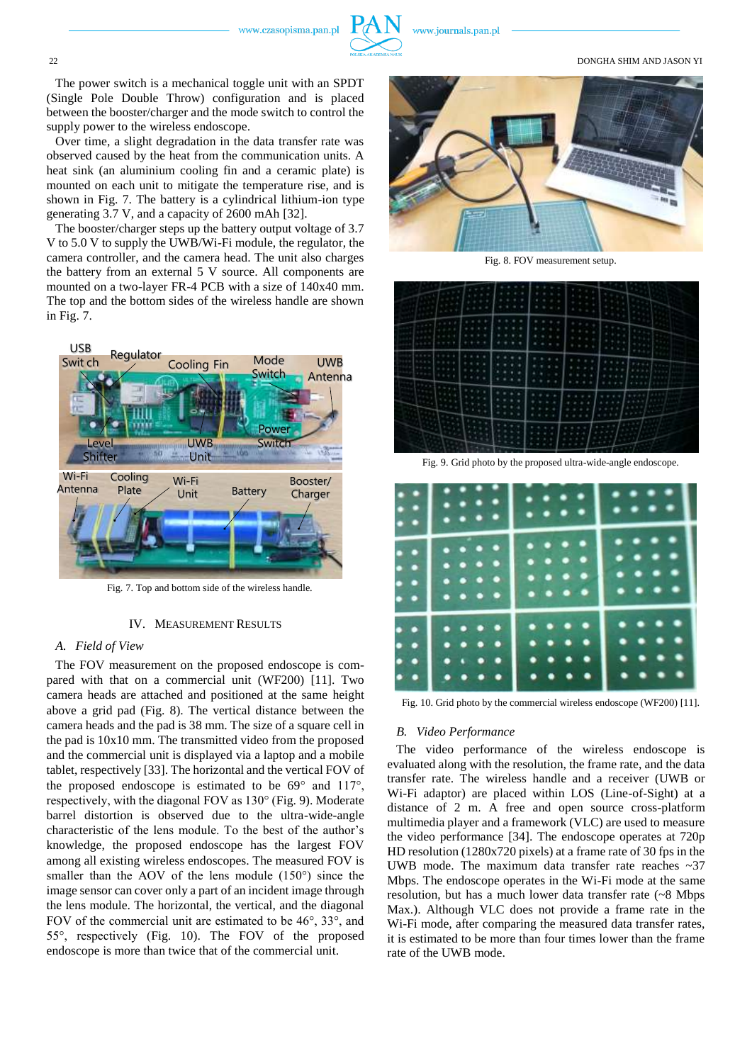The power switch is a mechanical toggle unit with an SPDT (Single Pole Double Throw) configuration and is placed between the booster/charger and the mode switch to control the supply power to the wireless endoscope.

Over time, a slight degradation in the data transfer rate was observed caused by the heat from the communication units. A heat sink (an aluminium cooling fin and a ceramic plate) is mounted on each unit to mitigate the temperature rise, and is shown in Fig. 7. The battery is a cylindrical lithium-ion type generating 3.7 V, and a capacity of 2600 mAh [32].

The booster/charger steps up the battery output voltage of 3.7 V to 5.0 V to supply the UWB/Wi-Fi module, the regulator, the camera controller, and the camera head. The unit also charges the battery from an external 5 V source. All components are mounted on a two-layer FR-4 PCB with a size of 140x40 mm. The top and the bottom sides of the wireless handle are shown in Fig. 7.

Fig. 7. Top and bottom side of the wireless handle.

## IV. Measurement Results

### A. Field of View

The FOV measurement on the proposed endoscope is compared with that on a commercial unit (WF200) [11]. Two camera heads are attached and positioned at the same height above a grid pad (Fig. 8). The vertical distance between the camera heads and the pad is 38 mm. The size of a square cell in the pad is 10x10 mm. The transmitted video from the proposed and the commercial unit is displayed via a laptop and a mobile tablet, respectively [33]. The horizontal and the vertical FOV of the proposed endoscope is estimated to be 69° and 117°, respectively, with the diagonal FOV as 130° (Fig. 9). Moderate barrel distortion is observed due to the ultra-wide-angle characteristic of the lens module. To the best of the author's knowledge, the proposed endoscope has the largest FOV among all existing wireless endoscopes. The measured FOV is smaller than the AOV of the lens module (150°) since the image sensor can cover only a part of an incident image through the lens module. The horizontal, the vertical, and the diagonal FOV of the commercial unit are estimated to be 46°, 33°, and 55°, respectively (Fig. 10). The FOV of the proposed endoscope is more than twice that of the commercial unit.

Fig. 8. FOV measurement setup.

Fig. 9. Grid photo by the proposed ultra-wide-angle endoscope.

Fig. 10. Grid photo by the commercial wireless endoscope (WF200) [11].

### B. Video Performance

The video performance of the wireless endoscope is evaluated along with the resolution, the frame rate, and the data transfer rate. The wireless handle and a receiver (UWB or Wi-Fi adaptor) are placed within LOS (Line-of-Sight) at a distance of 2 m. A free and open source cross-platform multimedia player and a framework (VLC) are used to measure the video performance [34]. The endoscope operates at 720p HD resolution (1280x720 pixels) at a frame rate of 30 fps in the UWB mode. The maximum data transfer rate reaches ~37 Mbps. The endoscope operates in the Wi-Fi mode at the same resolution, but has a much lower data transfer rate (~8 Mbps Max.). Although VLC does not provide a frame rate in the Wi-Fi mode, after comparing the measured data transfer rates, it is estimated to be more than four times lower than the frame rate of the UWB mode.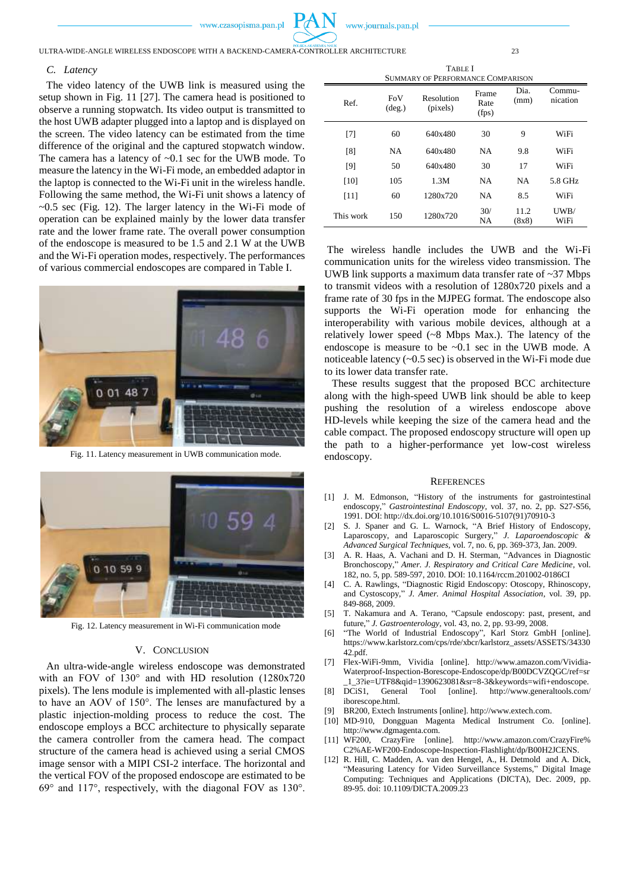### C. Latency

The video latency of the UWB link is measured using the setup shown in Fig. 11 [27]. The camera head is positioned to observe a running stopwatch. Its video output is transmitted to the host UWB adapter plugged into a laptop and is displayed on the screen. The video latency can be estimated from the time difference of the original and the captured stopwatch window. The camera has a latency of ~0.1 sec for the UWB mode. To measure the latency in the Wi-Fi mode, an embedded adaptor in the laptop is connected to the Wi-Fi unit in the wireless handle. Following the same method, the Wi-Fi unit shows a latency of ~0.5 sec (Fig. 12). The larger latency in the Wi-Fi mode of operation can be explained mainly by the lower data transfer rate and the lower frame rate. The overall power consumption of the endoscope is measured to be 1.5 and 2.1 W at the UWB and the Wi-Fi operation modes, respectively. The performances of various commercial endoscopes are compared in Table I.

Fig. 11. Latency measurement in UWB communication mode.

Fig. 12. Latency measurement in Wi-Fi communication mode

TABLE I
SUMMARY OF PERFORMANCE COMPARISON

| Ref. | FoV (deg.) | Resolution (pixels) | Frame Rate (fps) | Dia. (mm) | Commu-nication |
|---|---|---|---|---|---|
| [7] | 60 | 640x480 | 30 | 9 | WiFi |
| [8] | NA | 640x480 | NA | 9.8 | WiFi |
| [9] | 50 | 640x480 | 30 | 17 | WiFi |
| [10] | 105 | 1.3M | NA | NA | 5.8 GHz |
| [11] | 60 | 1280x720 | NA | 8.5 | WiFi |
| This work | 150 | 1280x720 | 30/ NA | 11.2 (8x8) | UWB/ WiFi |

## V. CONCLUSION

An ultra-wide-angle wireless endoscope was demonstrated with an FOV of 130° and with HD resolution (1280x720 pixels). The lens module is implemented with all-plastic lenses to have an AOV of 150°. The lenses are manufactured by a plastic injection-molding process to reduce the cost. The endoscope employs a BCC architecture to physically separate the camera controller from the camera head. The compact structure of the camera head is achieved using a serial CMOS image sensor with a MIPI CSI-2 interface. The horizontal and the vertical FOV of the proposed endoscope are estimated to be 69° and 117°, respectively, with the diagonal FOV as 130°. The wireless handle includes the UWB and the Wi-Fi communication units for the wireless video transmission. The UWB link supports a maximum data transfer rate of ~37 Mbps to transmit videos with a resolution of 1280x720 pixels and a frame rate of 30 fps in the MJPEG format. The endoscope also supports the Wi-Fi operation mode for enhancing the interoperability with various mobile devices, although at a relatively lower speed (~8 Mbps Max.). The latency of the endoscope is measure to be ~0.1 sec in the UWB mode. A noticeable latency (~0.5 sec) is observed in the Wi-Fi mode due to its lower data transfer rate.

These results suggest that the proposed BCC architecture along with the high-speed UWB link should be able to keep pushing the resolution of a wireless endoscope above HD-levels while keeping the size of the camera head and the cable compact. The proposed endoscopy structure will open up the path to a higher-performance yet low-cost wireless endoscopy.

## REFERENCES

[1] J. M. Edmonson, "History of the instruments for gastrointestinal endoscopy," *Gastrointestinal Endoscopy*, vol. 37, no. 2, pp. S27-S56, 1991. DOI: http://dx.doi.org/10.1016/S0016-5107(91)70910-3

[2] S. J. Spaner and G. L. Warnock, "A Brief History of Endoscopy, Laparoscopy, and Laparoscopic Surgery," *J. Laparoendoscopic & Advanced Surgical Techniques*, vol. 7, no. 6, pp. 369-373, Jan. 2009.

[3] A. R. Haas, A. Vachani and D. H. Sterman, "Advances in Diagnostic Bronchoscopy," *Amer. J. Respiratory and Critical Care Medicine*, vol. 182, no. 5, pp. 589-597, 2010. DOI: 10.1164/rccm.201002-0186CI

[4] C. A. Rawlings, "Diagnostic Rigid Endoscopy: Otoscopy, Rhinoscopy, and Cystoscopy," *J. Amer. Animal Hospital Association*, vol. 39, pp. 849-868, 2009.

[5] T. Nakamura and A. Terano, "Capsule endoscopy: past, present, and future," *J. Gastroenterology*, vol. 43, no. 2, pp. 93-99, 2008.

[6] "The World of Industrial Endoscopy", Karl Storz GmbH [online]. https://www.karlstorz.com/cps/rde/xbcr/karlstorz_assets/ASSETS/3433042.pdf.

[7] Flex-WiFi-9mm, Vividia [online]. http://www.amazon.com/Vividia-Waterproof-Inspection-Borescope-Endoscope/dp/B00DCVZQGC/ref=sr_1_3?ie=UTF8&qid=1390623081&sr=8-3&keywords=wifi+endoscope.

[8] DCiS1, General Tool [online]. http://www.generaltools.com/iborescope.html.

[9] BR200, Extech Instruments [online]. http://www.extech.com.

[10] MD-910, Dongguan Magenta Medical Instrument Co. [online]. http://www.dgmagenta.com.

[11] WF200, CrazyFire [online]. http://www.amazon.com/CrazyFire%C2%AE-WF200-Endoscope-Inspection-Flashlight/dp/B00H2JCENS.

[12] R. Hill, C. Madden, A. van den Hengel, A., H. Detmold and A. Dick, "Measuring Latency for Video Surveillance Systems," Digital Image Computing: Techniques and Applications (DICTA), Dec. 2009, pp. 89-95. doi: 10.1109/DICTA.2009.23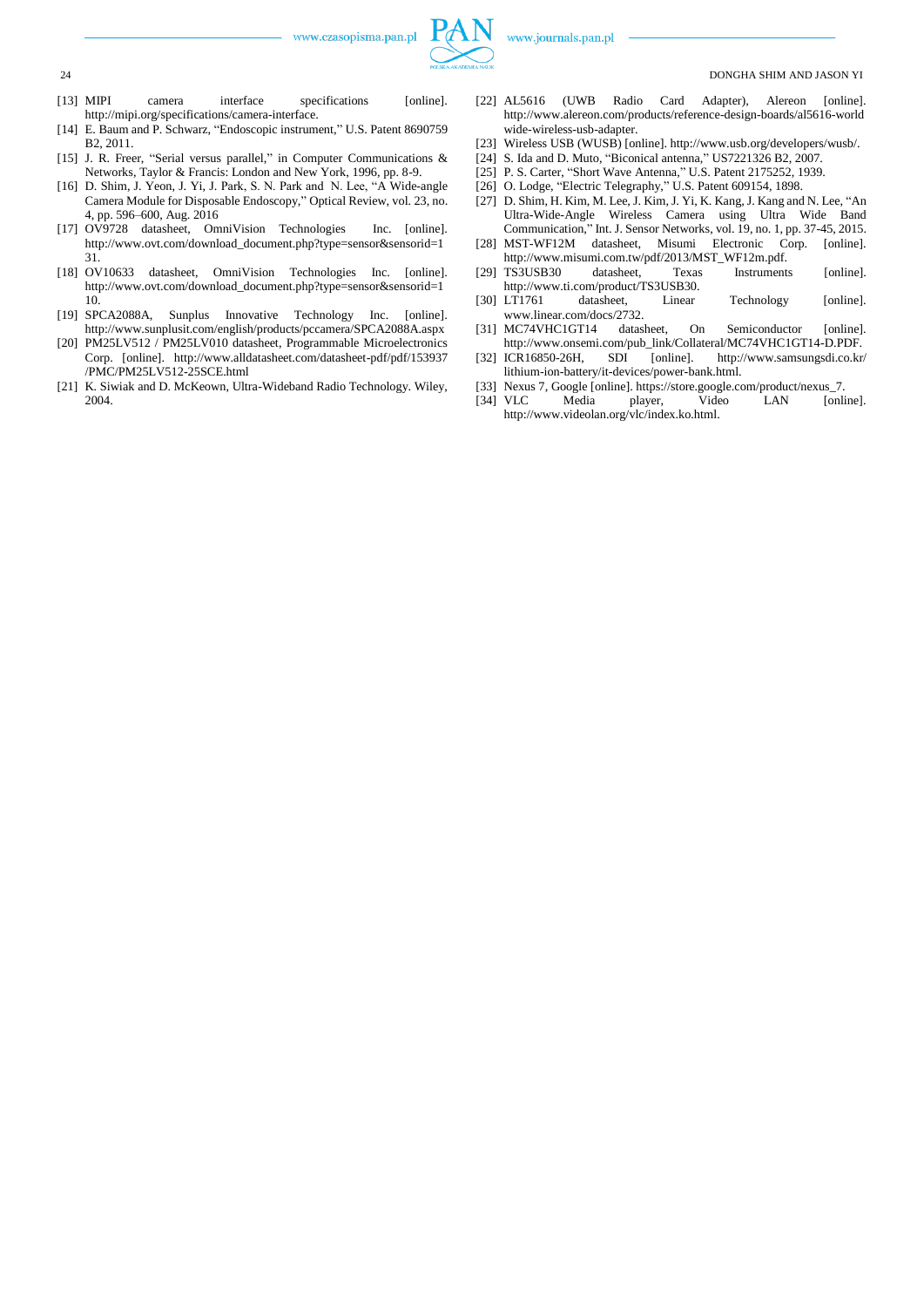[13] MIPI camera interface specifications [online]. http://mipi.org/specifications/camera-interface.

[14] E. Baum and P. Schwarz, "Endoscopic instrument," U.S. Patent 8690759 B2, 2011.

[15] J. R. Freer, "Serial versus parallel," in Computer Communications & Networks, Taylor & Francis: London and New York, 1996, pp. 8-9.

[16] D. Shim, J. Yeon, J. Yi, J. Park, S. N. Park and N. Lee, "A Wide-angle Camera Module for Disposable Endoscopy," Optical Review, vol. 23, no. 4, pp. 596–600, Aug. 2016

[17] OV9728 datasheet, OmniVision Technologies Inc. [online]. http://www.ovt.com/download_document.php?type=sensor&sensorid=131.

[18] OV10633 datasheet, OmniVision Technologies Inc. [online]. http://www.ovt.com/download_document.php?type=sensor&sensorid=110.

[19] SPCA2088A, Sunplus Innovative Technology Inc. [online]. http://www.sunplusit.com/english/products/pccamera/SPCA2088A.aspx

[20] PM25LV512 / PM25LV010 datasheet, Programmable Microelectronics Corp. [online]. http://www.alldatasheet.com/datasheet-pdf/pdf/153937/PMC/PM25LV512-25SCE.html

[21] K. Siwiak and D. McKeown, Ultra-Wideband Radio Technology. Wiley, 2004.

[22] AL5616 (UWB Radio Card Adapter), Alereon [online]. http://www.alereon.com/products/reference-design-boards/al5616-world wide-wireless-usb-adapter.

[23] Wireless USB (WUSB) [online]. http://www.usb.org/developers/wusb/.

[24] S. Ida and D. Muto, "Biconical antenna," US7221326 B2, 2007.

[25] P. S. Carter, "Short Wave Antenna," U.S. Patent 2175252, 1939.

[26] O. Lodge, "Electric Telegraphy," U.S. Patent 609154, 1898.

[27] D. Shim, H. Kim, M. Lee, J. Kim, J. Yi, K. Kang, J. Kang and N. Lee, "An Ultra-Wide-Angle Wireless Camera using Ultra Wide Band Communication," Int. J. Sensor Networks, vol. 19, no. 1, pp. 37-45, 2015.

[28] MST-WF12M datasheet, Misumi Electronic Corp. [online]. http://www.misumi.com.tw/pdf/2013/MST_WF12m.pdf.

[29] TS3USB30 datasheet, Texas Instruments [online]. http://www.ti.com/product/TS3USB30.

[30] LT1761 datasheet, Linear Technology [online]. www.linear.com/docs/2732.

[31] MC74VHC1GT14 datasheet, On Semiconductor [online]. http://www.onsemi.com/pub_link/Collateral/MC74VHC1GT14-D.PDF.

[32] ICR16850-26H, SDI [online]. http://www.samsungsdi.co.kr/lithium-ion-battery/it-devices/power-bank.html.

[33] Nexus 7, Google [online]. https://store.google.com/product/nexus_7.

[34] VLC Media player, Video LAN [online]. http://www.videolan.org/vlc/index.ko.html.